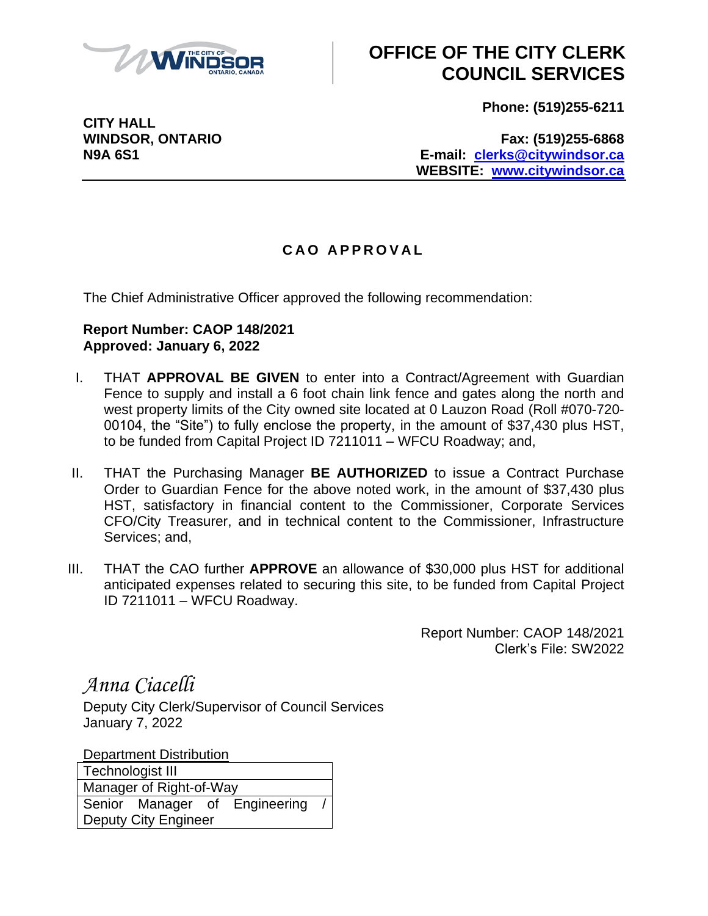# OFFICE OF THE CITY CLERK COUNCIL SERVICES

**CITY HALL**
**WINDSOR, ONTARIO**
**N9A 6S1**

**Phone: (519)255-6211**

**Fax: (519)255-6868**
**E-mail: clerks@citywindsor.ca**
**WEBSITE: www.citywindsor.ca**

## CAO APPROVAL

The Chief Administrative Officer approved the following recommendation:

**Report Number: CAOP 148/2021**
**Approved: January 6, 2022**

I. THAT **APPROVAL BE GIVEN** to enter into a Contract/Agreement with Guardian Fence to supply and install a 6 foot chain link fence and gates along the north and west property limits of the City owned site located at 0 Lauzon Road (Roll #070-720-00104, the "Site") to fully enclose the property, in the amount of $37,430 plus HST, to be funded from Capital Project ID 7211011 – WFCU Roadway; and,

II. THAT the Purchasing Manager **BE AUTHORIZED** to issue a Contract Purchase Order to Guardian Fence for the above noted work, in the amount of $37,430 plus HST, satisfactory in financial content to the Commissioner, Corporate Services CFO/City Treasurer, and in technical content to the Commissioner, Infrastructure Services; and,

III. THAT the CAO further **APPROVE** an allowance of $30,000 plus HST for additional anticipated expenses related to securing this site, to be funded from Capital Project ID 7211011 – WFCU Roadway.

Report Number: CAOP 148/2021
Clerk's File: SW2022

*Anna Ciacelli*
Deputy City Clerk/Supervisor of Council Services
January 7, 2022

| Department Distribution |
| --- |
| Technologist III |
| Manager of Right-of-Way |
| Senior Manager of Engineering / Deputy City Engineer |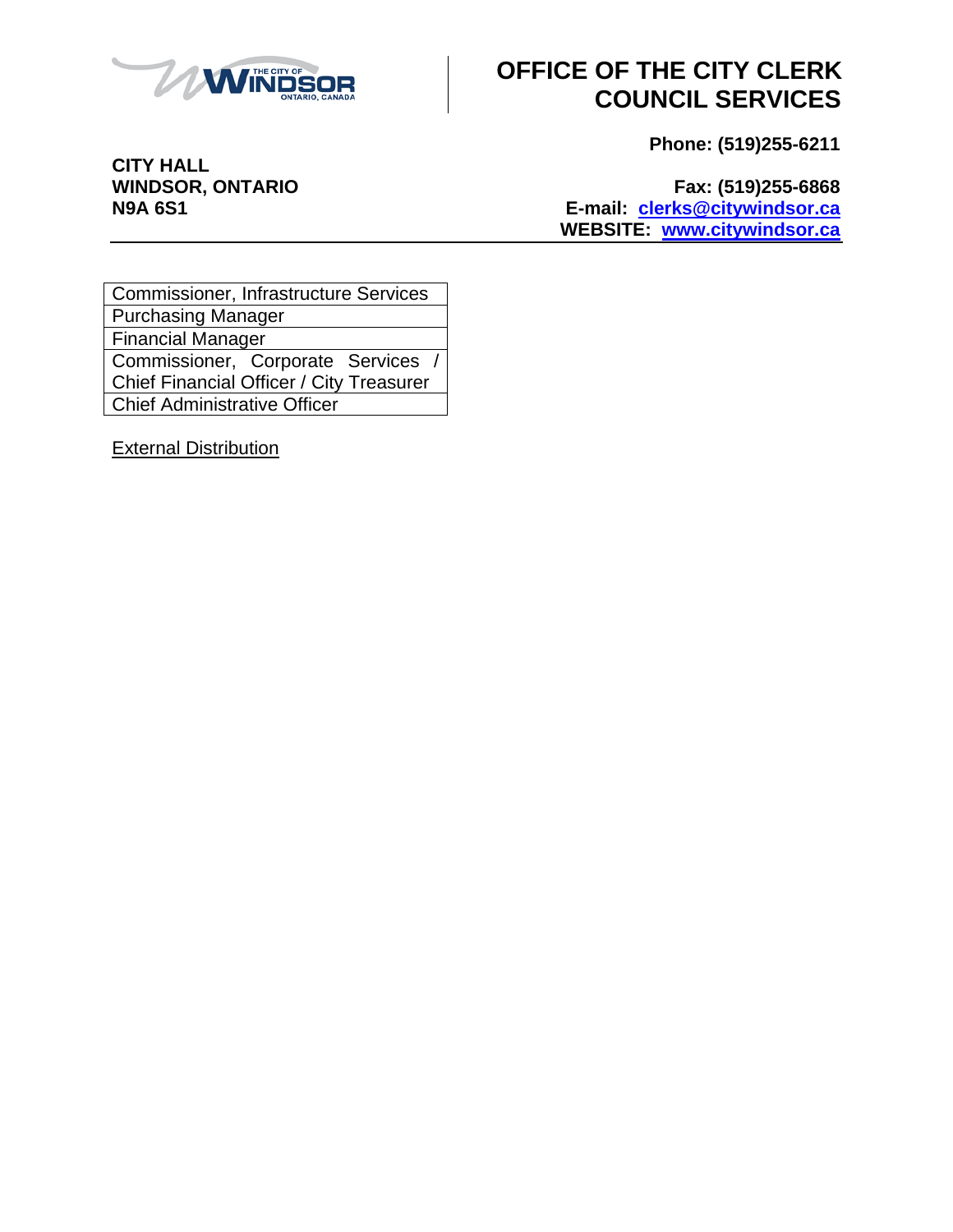# OFFICE OF THE CITY CLERK COUNCIL SERVICES

**CITY HALL**
**WINDSOR, ONTARIO**
**N9A 6S1**

**Phone: (519)255-6211**

**Fax: (519)255-6868**
**E-mail: clerks@citywindsor.ca**
**WEBSITE: www.citywindsor.ca**

| |
|---|
| Commissioner, Infrastructure Services |
| Purchasing Manager |
| Financial Manager |
| Commissioner, Corporate Services / Chief Financial Officer / City Treasurer |
| Chief Administrative Officer |

External Distribution